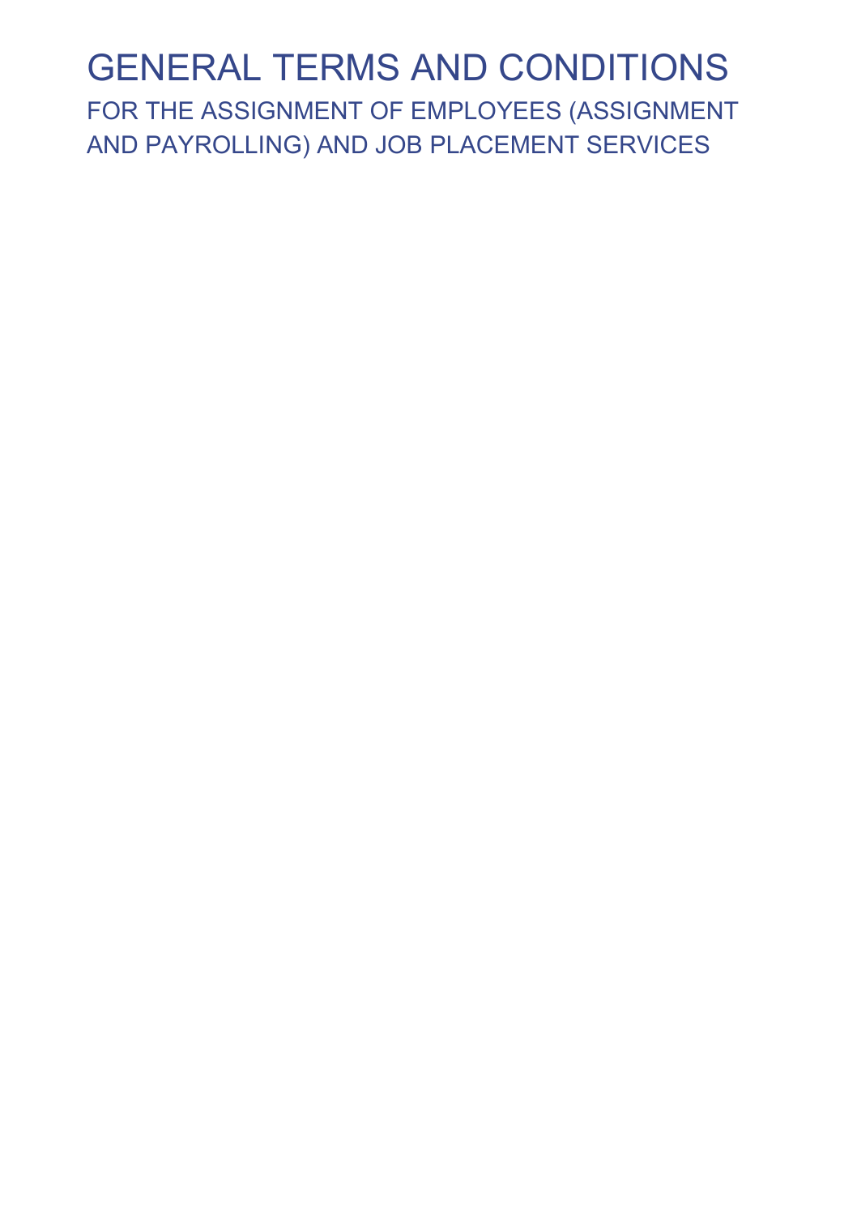# GENERAL TERMS AND CONDITIONS

## FOR THE ASSIGNMENT OF EMPLOYEES (ASSIGNMENT AND PAYROLLING) AND JOB PLACEMENT SERVICES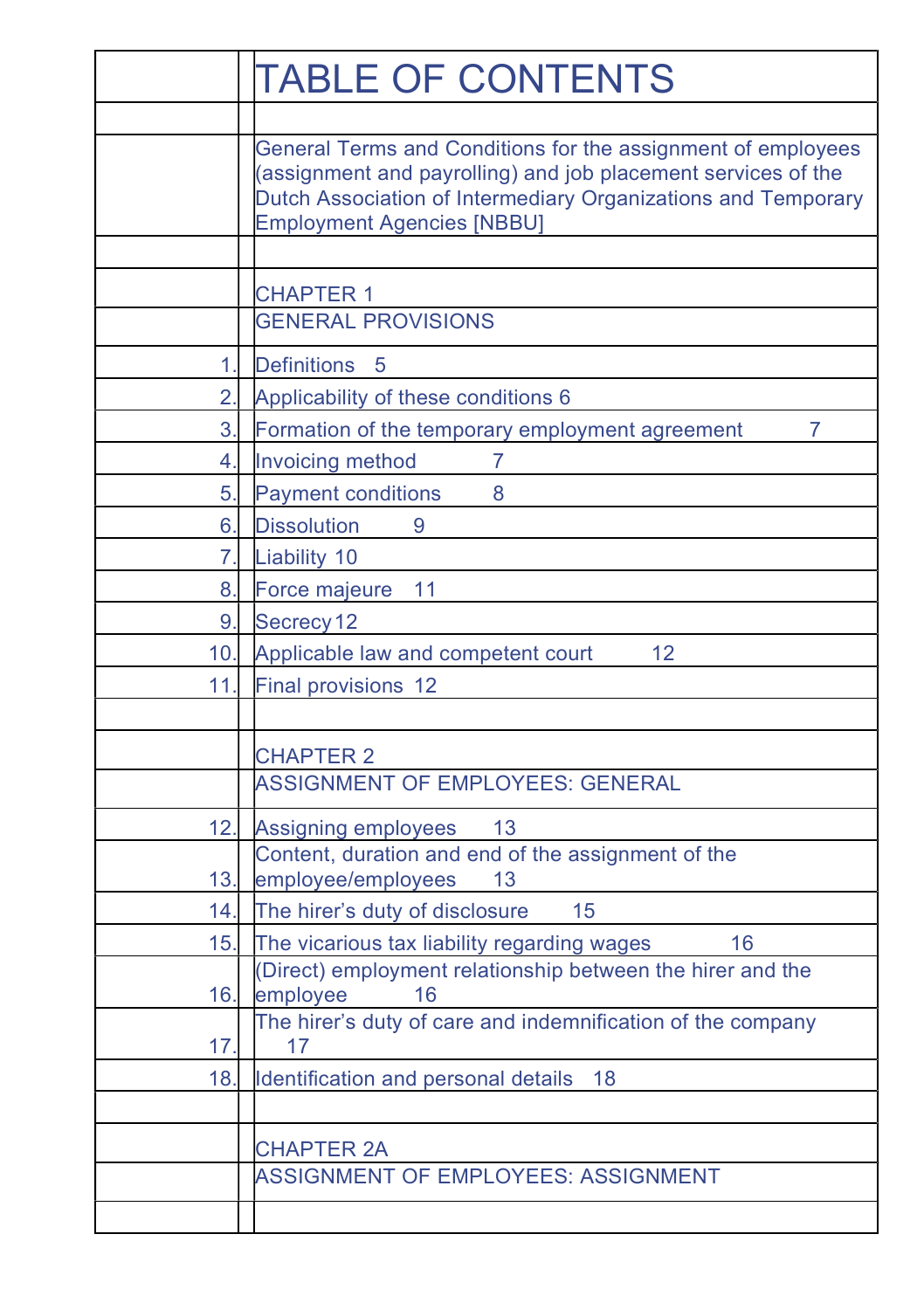# TABLE OF CONTENTS

General Terms and Conditions for the assignment of employees (assignment and payrolling) and job placement services of the Dutch Association of Intermediary Organizations and Temporary Employment Agencies [NBBU]

## CHAPTER 1
## GENERAL PROVISIONS

| | |
|---|---|
| 1. | Definitions 5 |
| 2. | Applicability of these conditions 6 |
| 3. | Formation of the temporary employment agreement 7 |
| 4. | Invoicing method 7 |
| 5. | Payment conditions 8 |
| 6. | Dissolution 9 |
| 7. | Liability 10 |
| 8. | Force majeure 11 |
| 9. | Secrecy 12 |
| 10. | Applicable law and competent court 12 |
| 11. | Final provisions 12 |

## CHAPTER 2
## ASSIGNMENT OF EMPLOYEES: GENERAL

| | |
|---|---|
| 12. | Assigning employees 13 |
| 13. | Content, duration and end of the assignment of the employee/employees 13 |
| 14. | The hirer's duty of disclosure 15 |
| 15. | The vicarious tax liability regarding wages 16 |
| 16. | (Direct) employment relationship between the hirer and the employee 16 |
| 17. | The hirer's duty of care and indemnification of the company 17 |
| 18. | Identification and personal details 18 |

## CHAPTER 2A
## ASSIGNMENT OF EMPLOYEES: ASSIGNMENT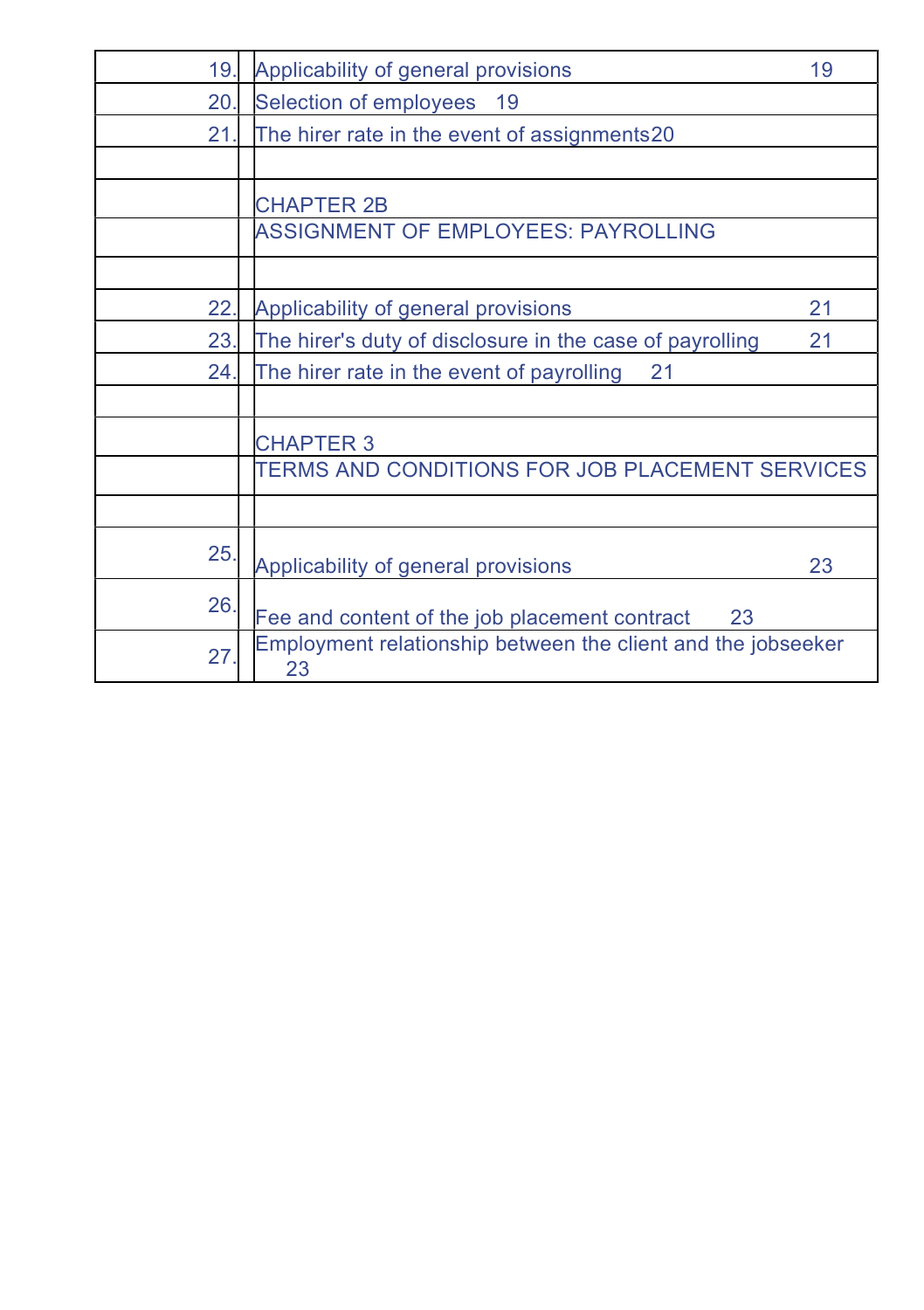| | | |
|---|---|---|
| 19. | Applicability of general provisions | 19 |
| 20. | Selection of employees | 19 |
| 21. | The hirer rate in the event of assignments | 20 |
| | | |
| | CHAPTER 2B | |
| | ASSIGNMENT OF EMPLOYEES: PAYROLLING | |
| | | |
| 22. | Applicability of general provisions | 21 |
| 23. | The hirer's duty of disclosure in the case of payrolling | 21 |
| 24. | The hirer rate in the event of payrolling | 21 |
| | | |
| | CHAPTER 3 | |
| | TERMS AND CONDITIONS FOR JOB PLACEMENT SERVICES | |
| | | |
| 25. | Applicability of general provisions | 23 |
| 26. | Fee and content of the job placement contract | 23 |
| 27. | Employment relationship between the client and the jobseeker | 23 |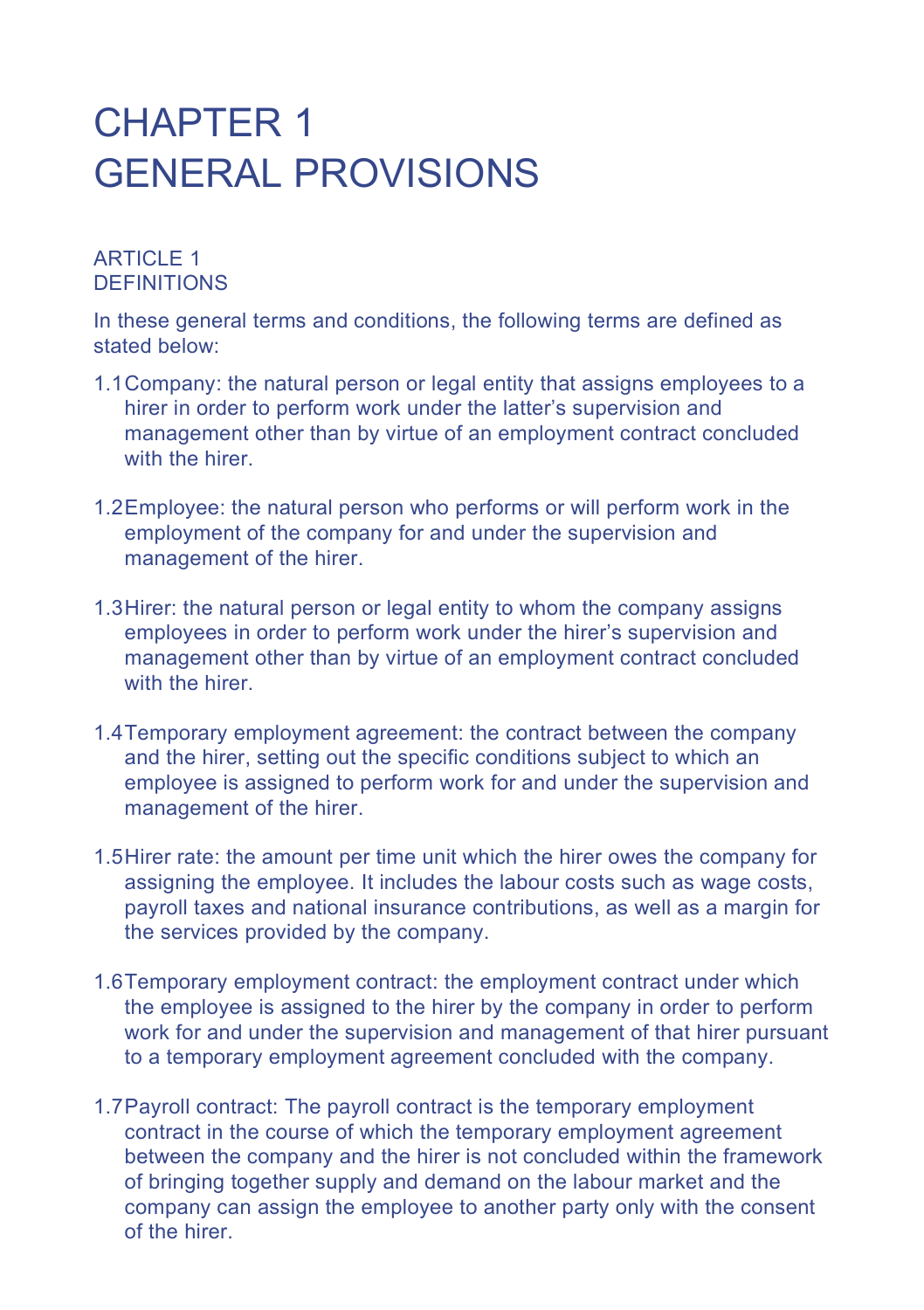# CHAPTER 1
# GENERAL PROVISIONS

## ARTICLE 1
## DEFINITIONS

In these general terms and conditions, the following terms are defined as stated below:

1.1 Company: the natural person or legal entity that assigns employees to a hirer in order to perform work under the latter's supervision and management other than by virtue of an employment contract concluded with the hirer.

1.2 Employee: the natural person who performs or will perform work in the employment of the company for and under the supervision and management of the hirer.

1.3 Hirer: the natural person or legal entity to whom the company assigns employees in order to perform work under the hirer's supervision and management other than by virtue of an employment contract concluded with the hirer.

1.4 Temporary employment agreement: the contract between the company and the hirer, setting out the specific conditions subject to which an employee is assigned to perform work for and under the supervision and management of the hirer.

1.5 Hirer rate: the amount per time unit which the hirer owes the company for assigning the employee. It includes the labour costs such as wage costs, payroll taxes and national insurance contributions, as well as a margin for the services provided by the company.

1.6 Temporary employment contract: the employment contract under which the employee is assigned to the hirer by the company in order to perform work for and under the supervision and management of that hirer pursuant to a temporary employment agreement concluded with the company.

1.7 Payroll contract: The payroll contract is the temporary employment contract in the course of which the temporary employment agreement between the company and the hirer is not concluded within the framework of bringing together supply and demand on the labour market and the company can assign the employee to another party only with the consent of the hirer.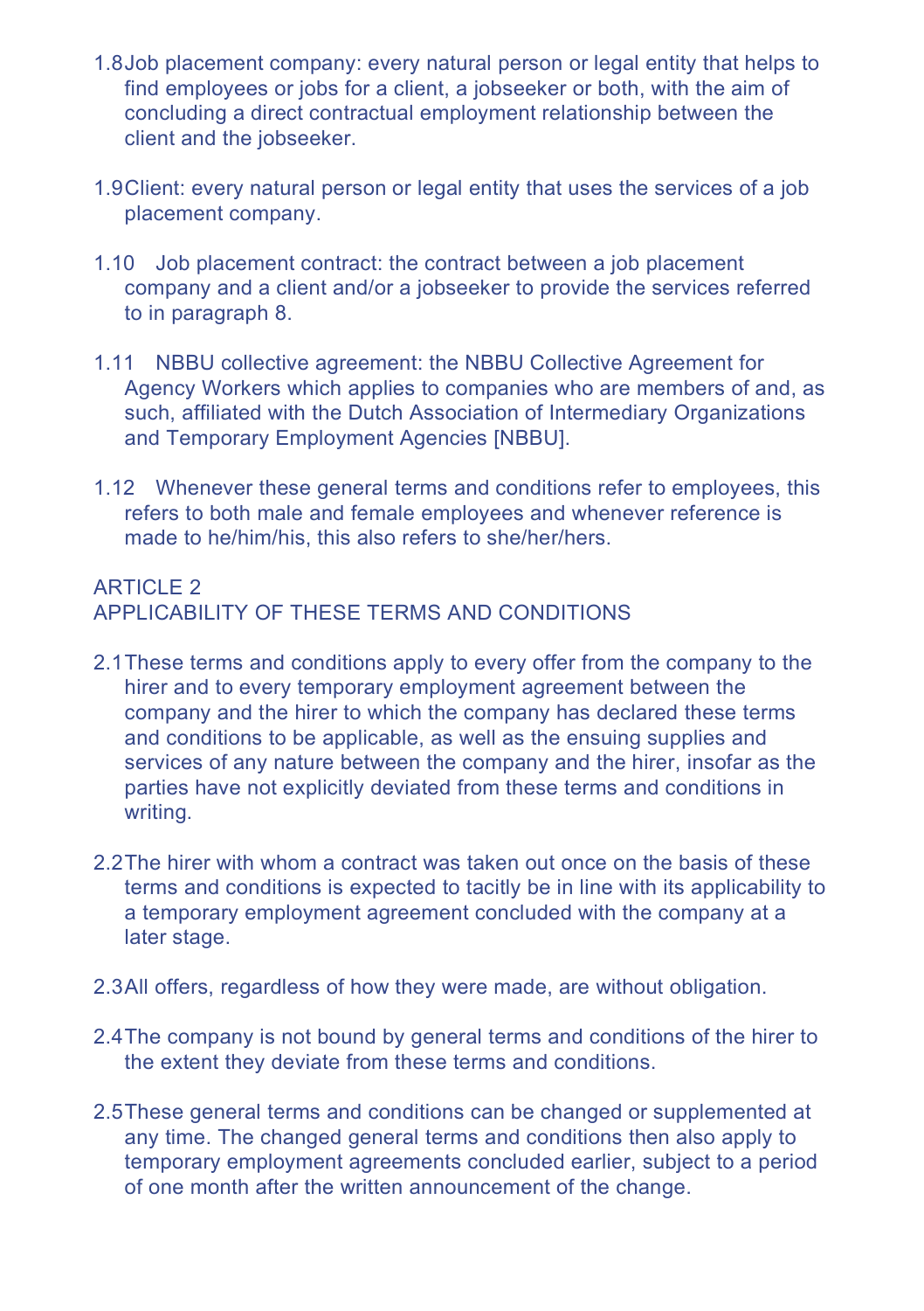1.8 Job placement company: every natural person or legal entity that helps to find employees or jobs for a client, a jobseeker or both, with the aim of concluding a direct contractual employment relationship between the client and the jobseeker.

1.9 Client: every natural person or legal entity that uses the services of a job placement company.

1.10 Job placement contract: the contract between a job placement company and a client and/or a jobseeker to provide the services referred to in paragraph 8.

1.11 NBBU collective agreement: the NBBU Collective Agreement for Agency Workers which applies to companies who are members of and, as such, affiliated with the Dutch Association of Intermediary Organizations and Temporary Employment Agencies [NBBU].

1.12 Whenever these general terms and conditions refer to employees, this refers to both male and female employees and whenever reference is made to he/him/his, this also refers to she/her/hers.

## ARTICLE 2
## APPLICABILITY OF THESE TERMS AND CONDITIONS

2.1 These terms and conditions apply to every offer from the company to the hirer and to every temporary employment agreement between the company and the hirer to which the company has declared these terms and conditions to be applicable, as well as the ensuing supplies and services of any nature between the company and the hirer, insofar as the parties have not explicitly deviated from these terms and conditions in writing.

2.2 The hirer with whom a contract was taken out once on the basis of these terms and conditions is expected to tacitly be in line with its applicability to a temporary employment agreement concluded with the company at a later stage.

2.3 All offers, regardless of how they were made, are without obligation.

2.4 The company is not bound by general terms and conditions of the hirer to the extent they deviate from these terms and conditions.

2.5 These general terms and conditions can be changed or supplemented at any time. The changed general terms and conditions then also apply to temporary employment agreements concluded earlier, subject to a period of one month after the written announcement of the change.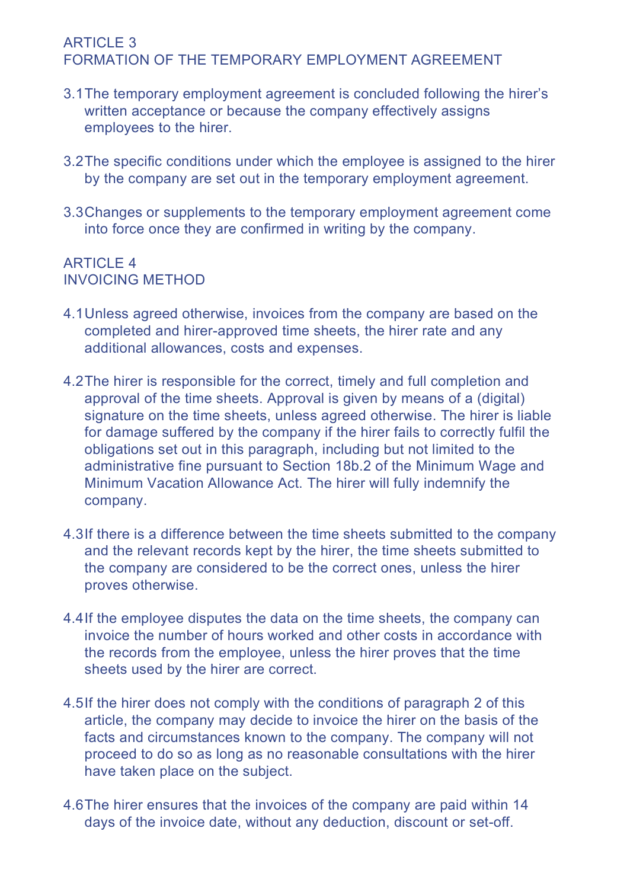## ARTICLE 3
## FORMATION OF THE TEMPORARY EMPLOYMENT AGREEMENT

3.1 The temporary employment agreement is concluded following the hirer's written acceptance or because the company effectively assigns employees to the hirer.

3.2 The specific conditions under which the employee is assigned to the hirer by the company are set out in the temporary employment agreement.

3.3 Changes or supplements to the temporary employment agreement come into force once they are confirmed in writing by the company.

## ARTICLE 4
## INVOICING METHOD

4.1 Unless agreed otherwise, invoices from the company are based on the completed and hirer-approved time sheets, the hirer rate and any additional allowances, costs and expenses.

4.2 The hirer is responsible for the correct, timely and full completion and approval of the time sheets. Approval is given by means of a (digital) signature on the time sheets, unless agreed otherwise. The hirer is liable for damage suffered by the company if the hirer fails to correctly fulfil the obligations set out in this paragraph, including but not limited to the administrative fine pursuant to Section 18b.2 of the Minimum Wage and Minimum Vacation Allowance Act. The hirer will fully indemnify the company.

4.3 If there is a difference between the time sheets submitted to the company and the relevant records kept by the hirer, the time sheets submitted to the company are considered to be the correct ones, unless the hirer proves otherwise.

4.4 If the employee disputes the data on the time sheets, the company can invoice the number of hours worked and other costs in accordance with the records from the employee, unless the hirer proves that the time sheets used by the hirer are correct.

4.5 If the hirer does not comply with the conditions of paragraph 2 of this article, the company may decide to invoice the hirer on the basis of the facts and circumstances known to the company. The company will not proceed to do so as long as no reasonable consultations with the hirer have taken place on the subject.

4.6 The hirer ensures that the invoices of the company are paid within 14 days of the invoice date, without any deduction, discount or set-off.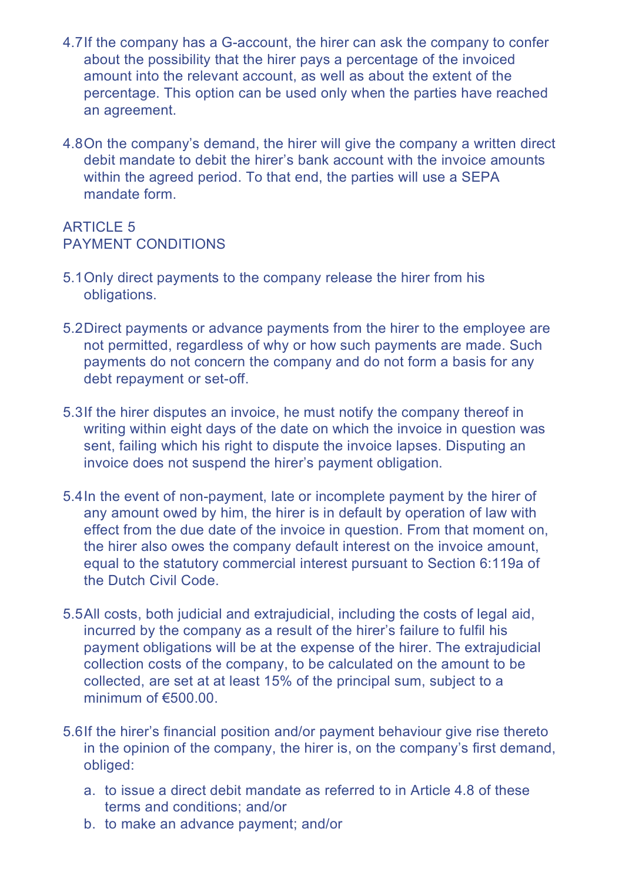4.7 If the company has a G-account, the hirer can ask the company to confer about the possibility that the hirer pays a percentage of the invoiced amount into the relevant account, as well as about the extent of the percentage. This option can be used only when the parties have reached an agreement.

4.8 On the company's demand, the hirer will give the company a written direct debit mandate to debit the hirer's bank account with the invoice amounts within the agreed period. To that end, the parties will use a SEPA mandate form.

## ARTICLE 5
## PAYMENT CONDITIONS

5.1 Only direct payments to the company release the hirer from his obligations.

5.2 Direct payments or advance payments from the hirer to the employee are not permitted, regardless of why or how such payments are made. Such payments do not concern the company and do not form a basis for any debt repayment or set-off.

5.3 If the hirer disputes an invoice, he must notify the company thereof in writing within eight days of the date on which the invoice in question was sent, failing which his right to dispute the invoice lapses. Disputing an invoice does not suspend the hirer's payment obligation.

5.4 In the event of non-payment, late or incomplete payment by the hirer of any amount owed by him, the hirer is in default by operation of law with effect from the due date of the invoice in question. From that moment on, the hirer also owes the company default interest on the invoice amount, equal to the statutory commercial interest pursuant to Section 6:119a of the Dutch Civil Code.

5.5 All costs, both judicial and extrajudicial, including the costs of legal aid, incurred by the company as a result of the hirer's failure to fulfil his payment obligations will be at the expense of the hirer. The extrajudicial collection costs of the company, to be calculated on the amount to be collected, are set at at least 15% of the principal sum, subject to a minimum of €500.00.

5.6 If the hirer's financial position and/or payment behaviour give rise thereto in the opinion of the company, the hirer is, on the company's first demand, obliged:

a. to issue a direct debit mandate as referred to in Article 4.8 of these terms and conditions; and/or
b. to make an advance payment; and/or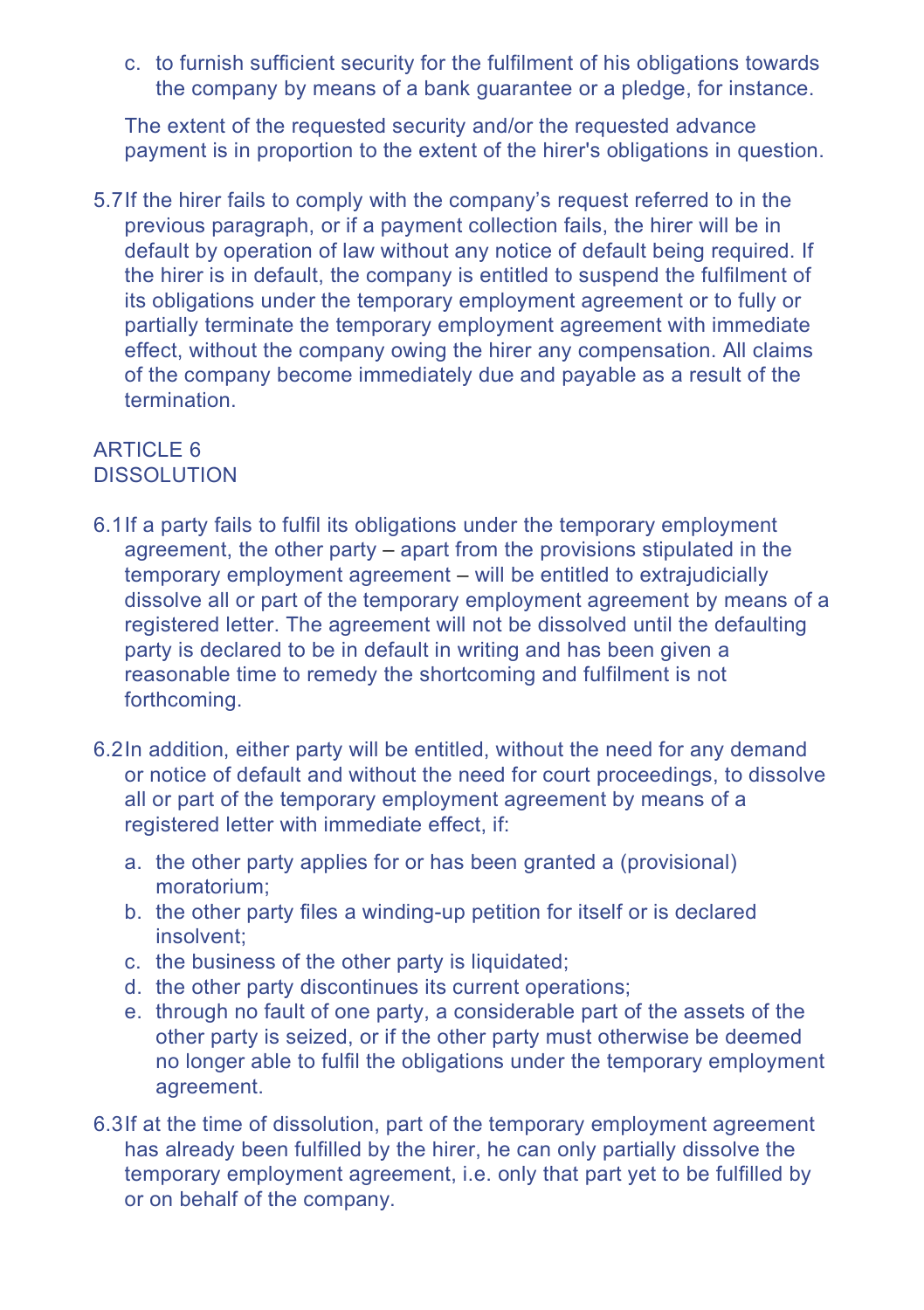c. to furnish sufficient security for the fulfilment of his obligations towards the company by means of a bank guarantee or a pledge, for instance.

The extent of the requested security and/or the requested advance payment is in proportion to the extent of the hirer's obligations in question.

5.7 If the hirer fails to comply with the company's request referred to in the previous paragraph, or if a payment collection fails, the hirer will be in default by operation of law without any notice of default being required. If the hirer is in default, the company is entitled to suspend the fulfilment of its obligations under the temporary employment agreement or to fully or partially terminate the temporary employment agreement with immediate effect, without the company owing the hirer any compensation. All claims of the company become immediately due and payable as a result of the termination.

## ARTICLE 6
## DISSOLUTION

6.1 If a party fails to fulfil its obligations under the temporary employment agreement, the other party – apart from the provisions stipulated in the temporary employment agreement – will be entitled to extrajudicially dissolve all or part of the temporary employment agreement by means of a registered letter. The agreement will not be dissolved until the defaulting party is declared to be in default in writing and has been given a reasonable time to remedy the shortcoming and fulfilment is not forthcoming.

6.2 In addition, either party will be entitled, without the need for any demand or notice of default and without the need for court proceedings, to dissolve all or part of the temporary employment agreement by means of a registered letter with immediate effect, if:

a. the other party applies for or has been granted a (provisional) moratorium;
b. the other party files a winding-up petition for itself or is declared insolvent;
c. the business of the other party is liquidated;
d. the other party discontinues its current operations;
e. through no fault of one party, a considerable part of the assets of the other party is seized, or if the other party must otherwise be deemed no longer able to fulfil the obligations under the temporary employment agreement.

6.3 If at the time of dissolution, part of the temporary employment agreement has already been fulfilled by the hirer, he can only partially dissolve the temporary employment agreement, i.e. only that part yet to be fulfilled by or on behalf of the company.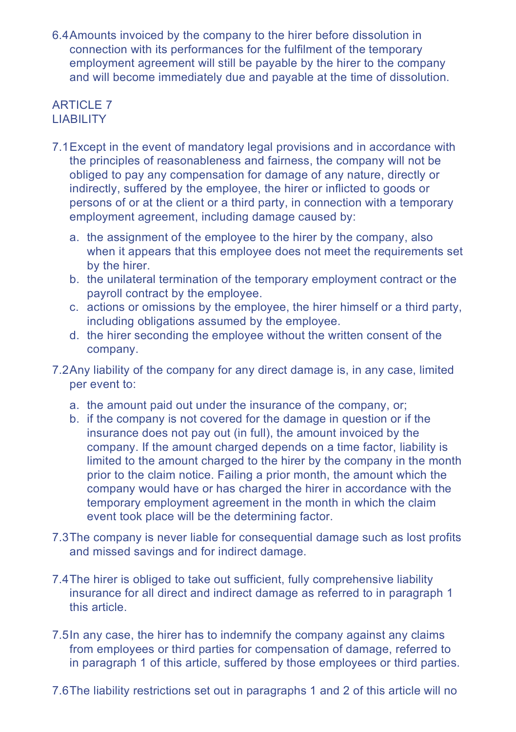6.4 Amounts invoiced by the company to the hirer before dissolution in connection with its performances for the fulfilment of the temporary employment agreement will still be payable by the hirer to the company and will become immediately due and payable at the time of dissolution.

## ARTICLE 7
## LIABILITY

7.1 Except in the event of mandatory legal provisions and in accordance with the principles of reasonableness and fairness, the company will not be obliged to pay any compensation for damage of any nature, directly or indirectly, suffered by the employee, the hirer or inflicted to goods or persons of or at the client or a third party, in connection with a temporary employment agreement, including damage caused by:

a. the assignment of the employee to the hirer by the company, also when it appears that this employee does not meet the requirements set by the hirer.
b. the unilateral termination of the temporary employment contract or the payroll contract by the employee.
c. actions or omissions by the employee, the hirer himself or a third party, including obligations assumed by the employee.
d. the hirer seconding the employee without the written consent of the company.

7.2 Any liability of the company for any direct damage is, in any case, limited per event to:

a. the amount paid out under the insurance of the company, or;
b. if the company is not covered for the damage in question or if the insurance does not pay out (in full), the amount invoiced by the company. If the amount charged depends on a time factor, liability is limited to the amount charged to the hirer by the company in the month prior to the claim notice. Failing a prior month, the amount which the company would have or has charged the hirer in accordance with the temporary employment agreement in the month in which the claim event took place will be the determining factor.

7.3 The company is never liable for consequential damage such as lost profits and missed savings and for indirect damage.

7.4 The hirer is obliged to take out sufficient, fully comprehensive liability insurance for all direct and indirect damage as referred to in paragraph 1 this article.

7.5 In any case, the hirer has to indemnify the company against any claims from employees or third parties for compensation of damage, referred to in paragraph 1 of this article, suffered by those employees or third parties.

7.6 The liability restrictions set out in paragraphs 1 and 2 of this article will no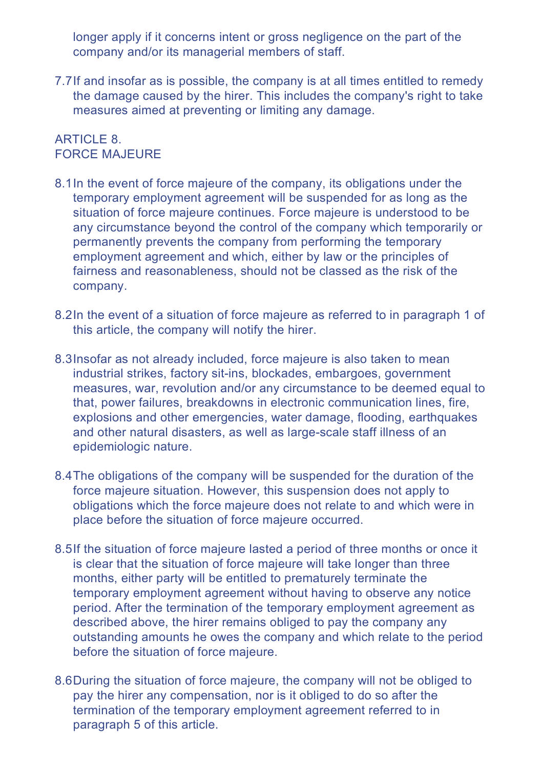longer apply if it concerns intent or gross negligence on the part of the company and/or its managerial members of staff.

7.7 If and insofar as is possible, the company is at all times entitled to remedy the damage caused by the hirer. This includes the company's right to take measures aimed at preventing or limiting any damage.

## ARTICLE 8.
## FORCE MAJEURE

8.1 In the event of force majeure of the company, its obligations under the temporary employment agreement will be suspended for as long as the situation of force majeure continues. Force majeure is understood to be any circumstance beyond the control of the company which temporarily or permanently prevents the company from performing the temporary employment agreement and which, either by law or the principles of fairness and reasonableness, should not be classed as the risk of the company.

8.2 In the event of a situation of force majeure as referred to in paragraph 1 of this article, the company will notify the hirer.

8.3 Insofar as not already included, force majeure is also taken to mean industrial strikes, factory sit-ins, blockades, embargoes, government measures, war, revolution and/or any circumstance to be deemed equal to that, power failures, breakdowns in electronic communication lines, fire, explosions and other emergencies, water damage, flooding, earthquakes and other natural disasters, as well as large-scale staff illness of an epidemiologic nature.

8.4 The obligations of the company will be suspended for the duration of the force majeure situation. However, this suspension does not apply to obligations which the force majeure does not relate to and which were in place before the situation of force majeure occurred.

8.5 If the situation of force majeure lasted a period of three months or once it is clear that the situation of force majeure will take longer than three months, either party will be entitled to prematurely terminate the temporary employment agreement without having to observe any notice period. After the termination of the temporary employment agreement as described above, the hirer remains obliged to pay the company any outstanding amounts he owes the company and which relate to the period before the situation of force majeure.

8.6 During the situation of force majeure, the company will not be obliged to pay the hirer any compensation, nor is it obliged to do so after the termination of the temporary employment agreement referred to in paragraph 5 of this article.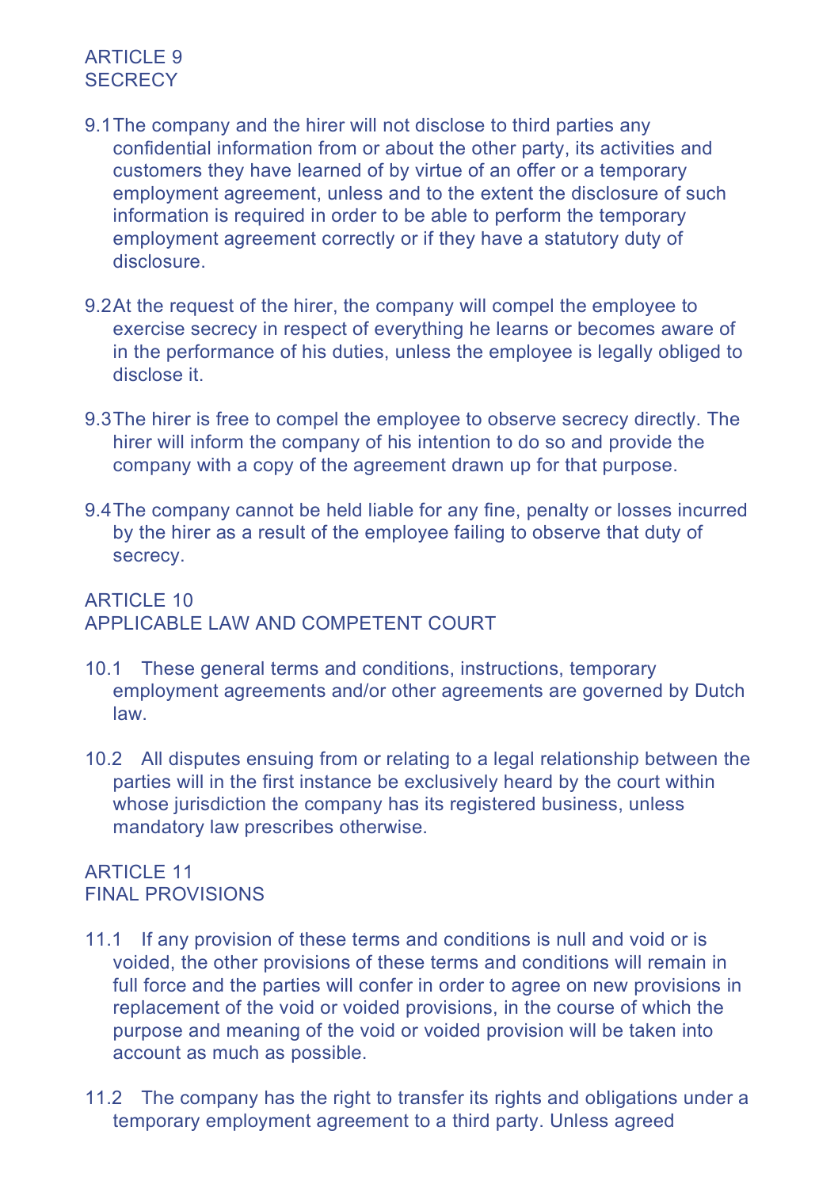ARTICLE 9
SECRECY

9.1 The company and the hirer will not disclose to third parties any confidential information from or about the other party, its activities and customers they have learned of by virtue of an offer or a temporary employment agreement, unless and to the extent the disclosure of such information is required in order to be able to perform the temporary employment agreement correctly or if they have a statutory duty of disclosure.

9.2 At the request of the hirer, the company will compel the employee to exercise secrecy in respect of everything he learns or becomes aware of in the performance of his duties, unless the employee is legally obliged to disclose it.

9.3 The hirer is free to compel the employee to observe secrecy directly. The hirer will inform the company of his intention to do so and provide the company with a copy of the agreement drawn up for that purpose.

9.4 The company cannot be held liable for any fine, penalty or losses incurred by the hirer as a result of the employee failing to observe that duty of secrecy.

ARTICLE 10
APPLICABLE LAW AND COMPETENT COURT

10.1 These general terms and conditions, instructions, temporary employment agreements and/or other agreements are governed by Dutch law.

10.2 All disputes ensuing from or relating to a legal relationship between the parties will in the first instance be exclusively heard by the court within whose jurisdiction the company has its registered business, unless mandatory law prescribes otherwise.

ARTICLE 11
FINAL PROVISIONS

11.1 If any provision of these terms and conditions is null and void or is voided, the other provisions of these terms and conditions will remain in full force and the parties will confer in order to agree on new provisions in replacement of the void or voided provisions, in the course of which the purpose and meaning of the void or voided provision will be taken into account as much as possible.

11.2 The company has the right to transfer its rights and obligations under a temporary employment agreement to a third party. Unless agreed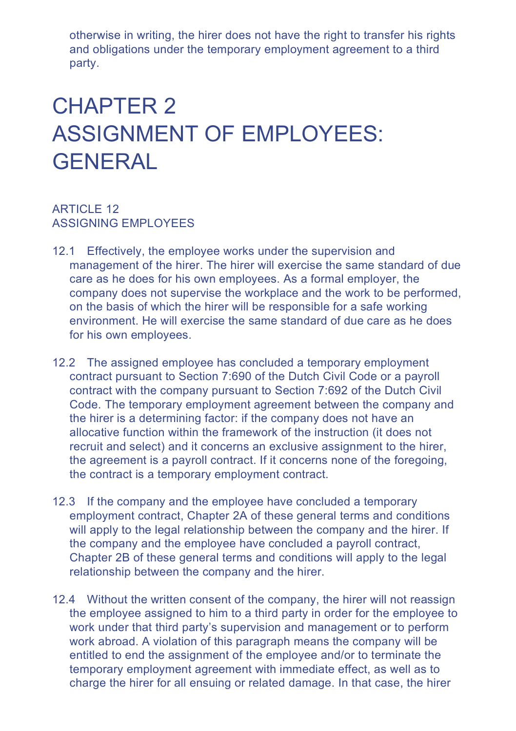otherwise in writing, the hirer does not have the right to transfer his rights and obligations under the temporary employment agreement to a third party.

# CHAPTER 2 ASSIGNMENT OF EMPLOYEES: GENERAL

## ARTICLE 12 ASSIGNING EMPLOYEES

12.1 Effectively, the employee works under the supervision and management of the hirer. The hirer will exercise the same standard of due care as he does for his own employees. As a formal employer, the company does not supervise the workplace and the work to be performed, on the basis of which the hirer will be responsible for a safe working environment. He will exercise the same standard of due care as he does for his own employees.

12.2 The assigned employee has concluded a temporary employment contract pursuant to Section 7:690 of the Dutch Civil Code or a payroll contract with the company pursuant to Section 7:692 of the Dutch Civil Code. The temporary employment agreement between the company and the hirer is a determining factor: if the company does not have an allocative function within the framework of the instruction (it does not recruit and select) and it concerns an exclusive assignment to the hirer, the agreement is a payroll contract. If it concerns none of the foregoing, the contract is a temporary employment contract.

12.3 If the company and the employee have concluded a temporary employment contract, Chapter 2A of these general terms and conditions will apply to the legal relationship between the company and the hirer. If the company and the employee have concluded a payroll contract, Chapter 2B of these general terms and conditions will apply to the legal relationship between the company and the hirer.

12.4 Without the written consent of the company, the hirer will not reassign the employee assigned to him to a third party in order for the employee to work under that third party's supervision and management or to perform work abroad. A violation of this paragraph means the company will be entitled to end the assignment of the employee and/or to terminate the temporary employment agreement with immediate effect, as well as to charge the hirer for all ensuing or related damage. In that case, the hirer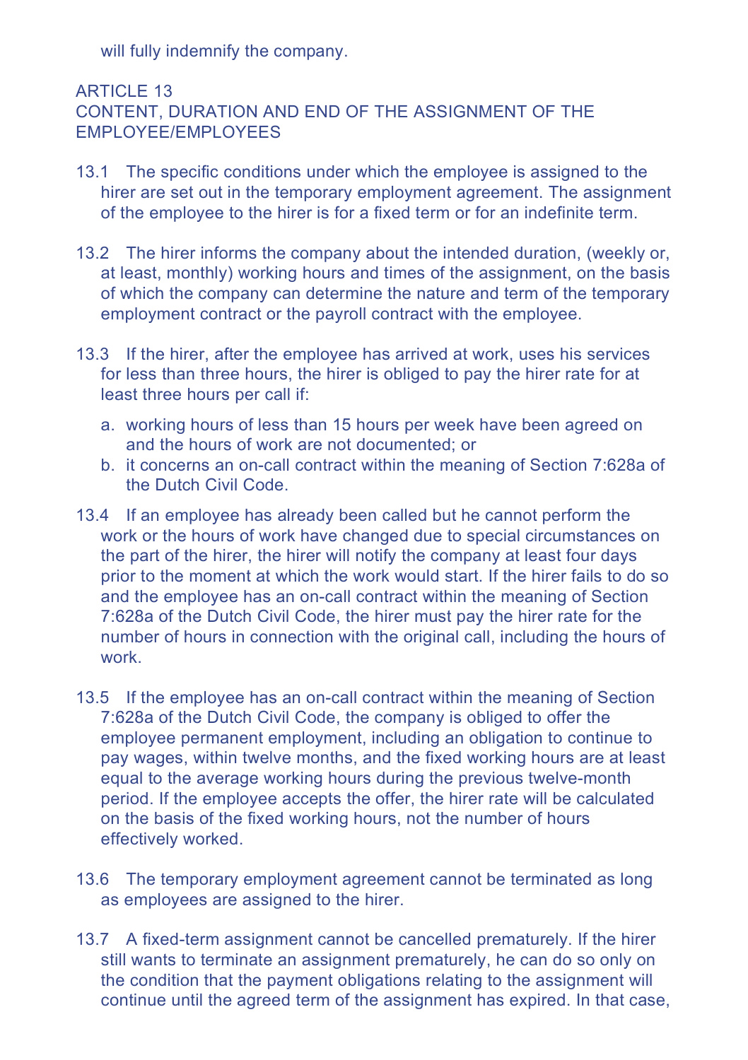will fully indemnify the company.

## ARTICLE 13
## CONTENT, DURATION AND END OF THE ASSIGNMENT OF THE EMPLOYEE/EMPLOYEES

13.1 The specific conditions under which the employee is assigned to the hirer are set out in the temporary employment agreement. The assignment of the employee to the hirer is for a fixed term or for an indefinite term.

13.2 The hirer informs the company about the intended duration, (weekly or, at least, monthly) working hours and times of the assignment, on the basis of which the company can determine the nature and term of the temporary employment contract or the payroll contract with the employee.

13.3 If the hirer, after the employee has arrived at work, uses his services for less than three hours, the hirer is obliged to pay the hirer rate for at least three hours per call if:

a. working hours of less than 15 hours per week have been agreed on and the hours of work are not documented; or
b. it concerns an on-call contract within the meaning of Section 7:628a of the Dutch Civil Code.

13.4 If an employee has already been called but he cannot perform the work or the hours of work have changed due to special circumstances on the part of the hirer, the hirer will notify the company at least four days prior to the moment at which the work would start. If the hirer fails to do so and the employee has an on-call contract within the meaning of Section 7:628a of the Dutch Civil Code, the hirer must pay the hirer rate for the number of hours in connection with the original call, including the hours of work.

13.5 If the employee has an on-call contract within the meaning of Section 7:628a of the Dutch Civil Code, the company is obliged to offer the employee permanent employment, including an obligation to continue to pay wages, within twelve months, and the fixed working hours are at least equal to the average working hours during the previous twelve-month period. If the employee accepts the offer, the hirer rate will be calculated on the basis of the fixed working hours, not the number of hours effectively worked.

13.6 The temporary employment agreement cannot be terminated as long as employees are assigned to the hirer.

13.7 A fixed-term assignment cannot be cancelled prematurely. If the hirer still wants to terminate an assignment prematurely, he can do so only on the condition that the payment obligations relating to the assignment will continue until the agreed term of the assignment has expired. In that case,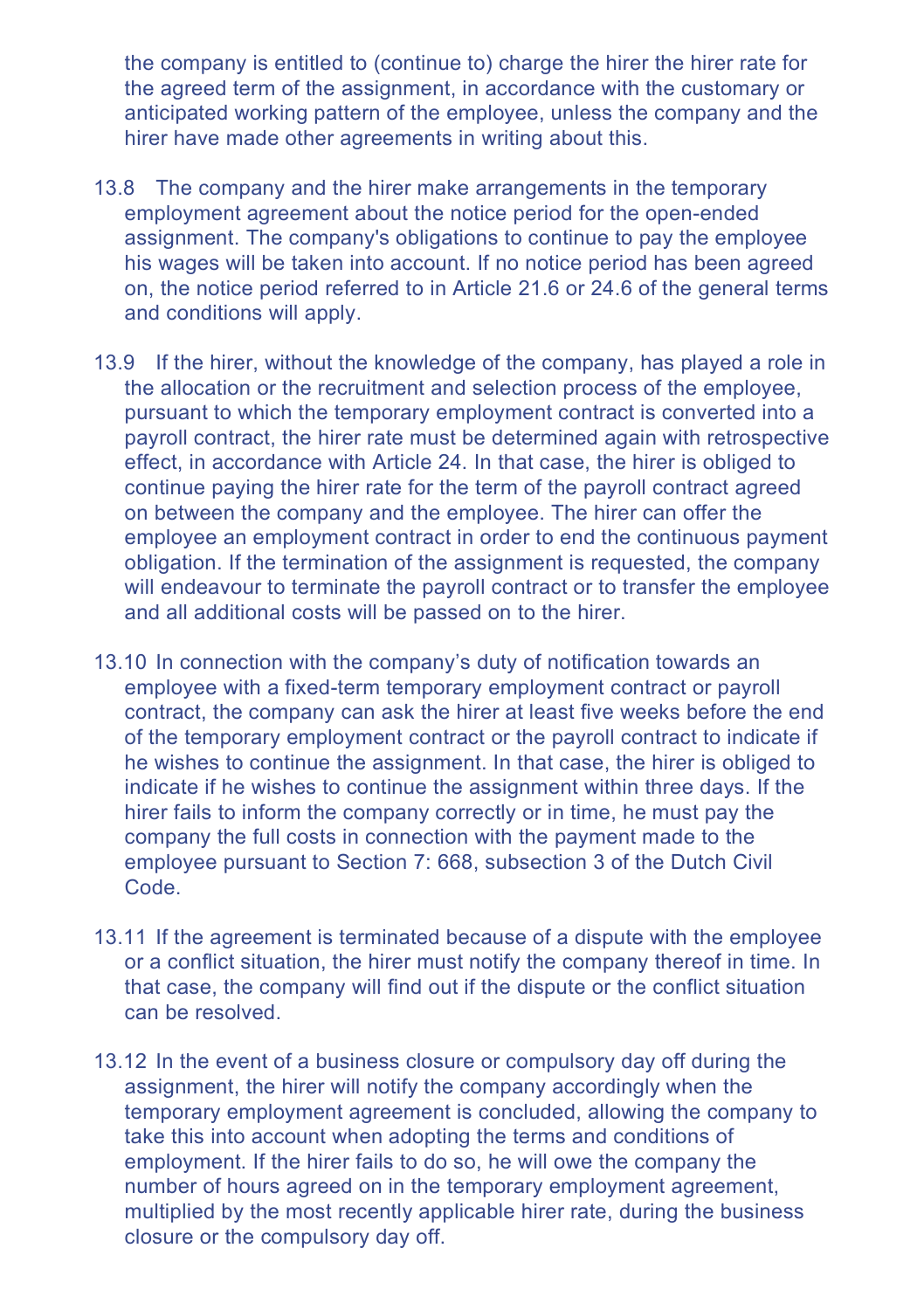the company is entitled to (continue to) charge the hirer the hirer rate for the agreed term of the assignment, in accordance with the customary or anticipated working pattern of the employee, unless the company and the hirer have made other agreements in writing about this.

13.8 The company and the hirer make arrangements in the temporary employment agreement about the notice period for the open-ended assignment. The company's obligations to continue to pay the employee his wages will be taken into account. If no notice period has been agreed on, the notice period referred to in Article 21.6 or 24.6 of the general terms and conditions will apply.

13.9 If the hirer, without the knowledge of the company, has played a role in the allocation or the recruitment and selection process of the employee, pursuant to which the temporary employment contract is converted into a payroll contract, the hirer rate must be determined again with retrospective effect, in accordance with Article 24. In that case, the hirer is obliged to continue paying the hirer rate for the term of the payroll contract agreed on between the company and the employee. The hirer can offer the employee an employment contract in order to end the continuous payment obligation. If the termination of the assignment is requested, the company will endeavour to terminate the payroll contract or to transfer the employee and all additional costs will be passed on to the hirer.

13.10 In connection with the company's duty of notification towards an employee with a fixed-term temporary employment contract or payroll contract, the company can ask the hirer at least five weeks before the end of the temporary employment contract or the payroll contract to indicate if he wishes to continue the assignment. In that case, the hirer is obliged to indicate if he wishes to continue the assignment within three days. If the hirer fails to inform the company correctly or in time, he must pay the company the full costs in connection with the payment made to the employee pursuant to Section 7: 668, subsection 3 of the Dutch Civil Code.

13.11 If the agreement is terminated because of a dispute with the employee or a conflict situation, the hirer must notify the company thereof in time. In that case, the company will find out if the dispute or the conflict situation can be resolved.

13.12 In the event of a business closure or compulsory day off during the assignment, the hirer will notify the company accordingly when the temporary employment agreement is concluded, allowing the company to take this into account when adopting the terms and conditions of employment. If the hirer fails to do so, he will owe the company the number of hours agreed on in the temporary employment agreement, multiplied by the most recently applicable hirer rate, during the business closure or the compulsory day off.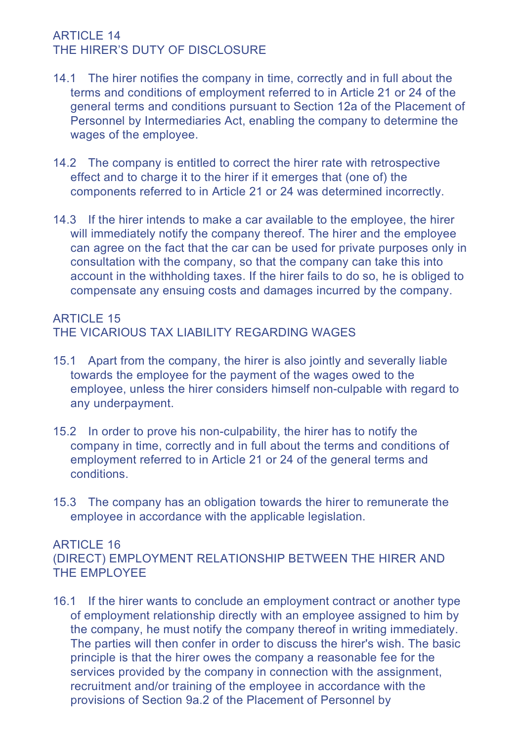## ARTICLE 14
## THE HIRER'S DUTY OF DISCLOSURE

14.1 The hirer notifies the company in time, correctly and in full about the terms and conditions of employment referred to in Article 21 or 24 of the general terms and conditions pursuant to Section 12a of the Placement of Personnel by Intermediaries Act, enabling the company to determine the wages of the employee.

14.2 The company is entitled to correct the hirer rate with retrospective effect and to charge it to the hirer if it emerges that (one of) the components referred to in Article 21 or 24 was determined incorrectly.

14.3 If the hirer intends to make a car available to the employee, the hirer will immediately notify the company thereof. The hirer and the employee can agree on the fact that the car can be used for private purposes only in consultation with the company, so that the company can take this into account in the withholding taxes. If the hirer fails to do so, he is obliged to compensate any ensuing costs and damages incurred by the company.

## ARTICLE 15
## THE VICARIOUS TAX LIABILITY REGARDING WAGES

15.1 Apart from the company, the hirer is also jointly and severally liable towards the employee for the payment of the wages owed to the employee, unless the hirer considers himself non-culpable with regard to any underpayment.

15.2 In order to prove his non-culpability, the hirer has to notify the company in time, correctly and in full about the terms and conditions of employment referred to in Article 21 or 24 of the general terms and conditions.

15.3 The company has an obligation towards the hirer to remunerate the employee in accordance with the applicable legislation.

## ARTICLE 16
## (DIRECT) EMPLOYMENT RELATIONSHIP BETWEEN THE HIRER AND THE EMPLOYEE

16.1 If the hirer wants to conclude an employment contract or another type of employment relationship directly with an employee assigned to him by the company, he must notify the company thereof in writing immediately. The parties will then confer in order to discuss the hirer's wish. The basic principle is that the hirer owes the company a reasonable fee for the services provided by the company in connection with the assignment, recruitment and/or training of the employee in accordance with the provisions of Section 9a.2 of the Placement of Personnel by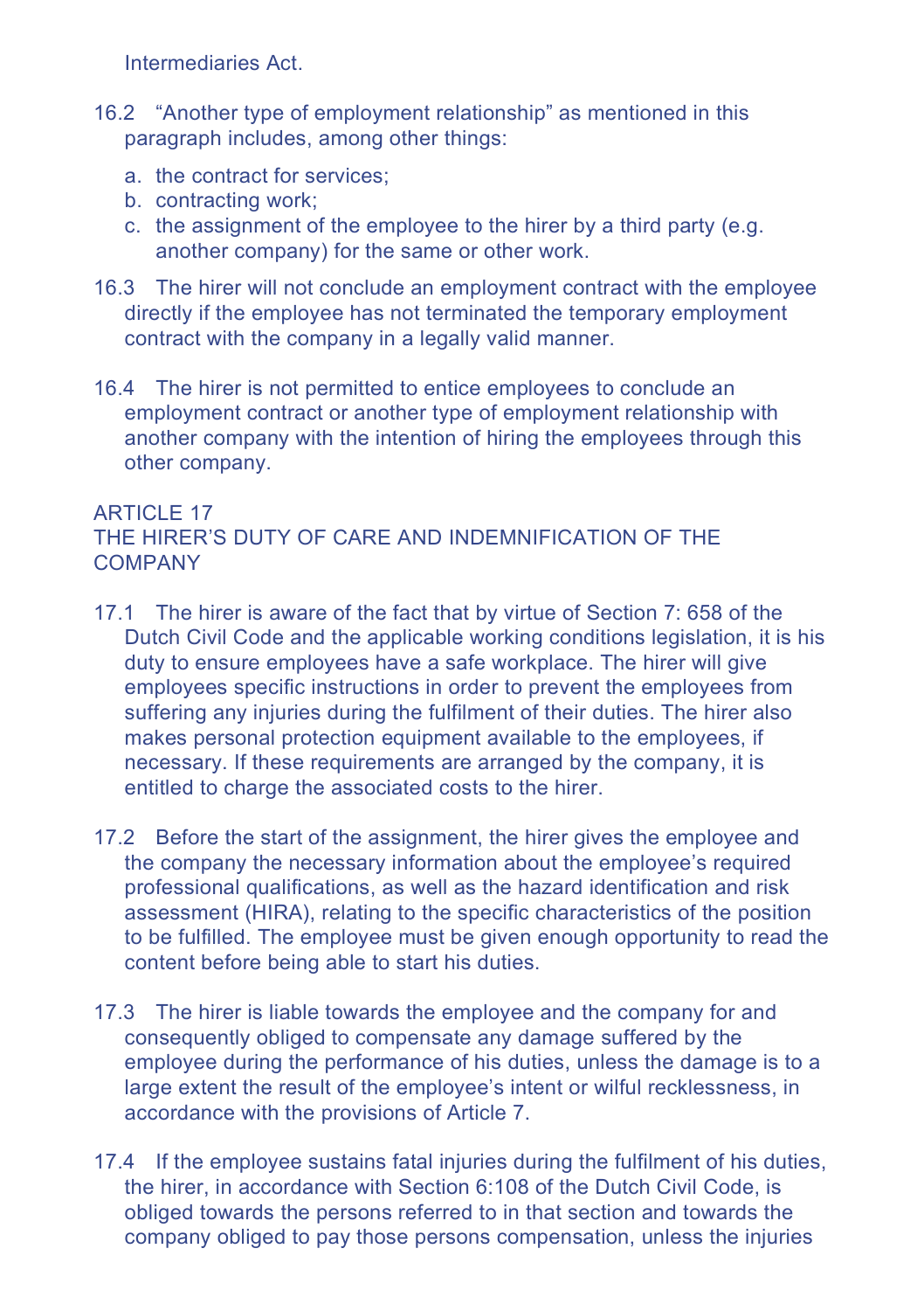Intermediaries Act.

16.2 “Another type of employment relationship” as mentioned in this paragraph includes, among other things:

a. the contract for services;
b. contracting work;
c. the assignment of the employee to the hirer by a third party (e.g. another company) for the same or other work.

16.3 The hirer will not conclude an employment contract with the employee directly if the employee has not terminated the temporary employment contract with the company in a legally valid manner.

16.4 The hirer is not permitted to entice employees to conclude an employment contract or another type of employment relationship with another company with the intention of hiring the employees through this other company.

## ARTICLE 17
## THE HIRER’S DUTY OF CARE AND INDEMNIFICATION OF THE COMPANY

17.1 The hirer is aware of the fact that by virtue of Section 7: 658 of the Dutch Civil Code and the applicable working conditions legislation, it is his duty to ensure employees have a safe workplace. The hirer will give employees specific instructions in order to prevent the employees from suffering any injuries during the fulfilment of their duties. The hirer also makes personal protection equipment available to the employees, if necessary. If these requirements are arranged by the company, it is entitled to charge the associated costs to the hirer.

17.2 Before the start of the assignment, the hirer gives the employee and the company the necessary information about the employee’s required professional qualifications, as well as the hazard identification and risk assessment (HIRA), relating to the specific characteristics of the position to be fulfilled. The employee must be given enough opportunity to read the content before being able to start his duties.

17.3 The hirer is liable towards the employee and the company for and consequently obliged to compensate any damage suffered by the employee during the performance of his duties, unless the damage is to a large extent the result of the employee’s intent or wilful recklessness, in accordance with the provisions of Article 7.

17.4 If the employee sustains fatal injuries during the fulfilment of his duties, the hirer, in accordance with Section 6:108 of the Dutch Civil Code, is obliged towards the persons referred to in that section and towards the company obliged to pay those persons compensation, unless the injuries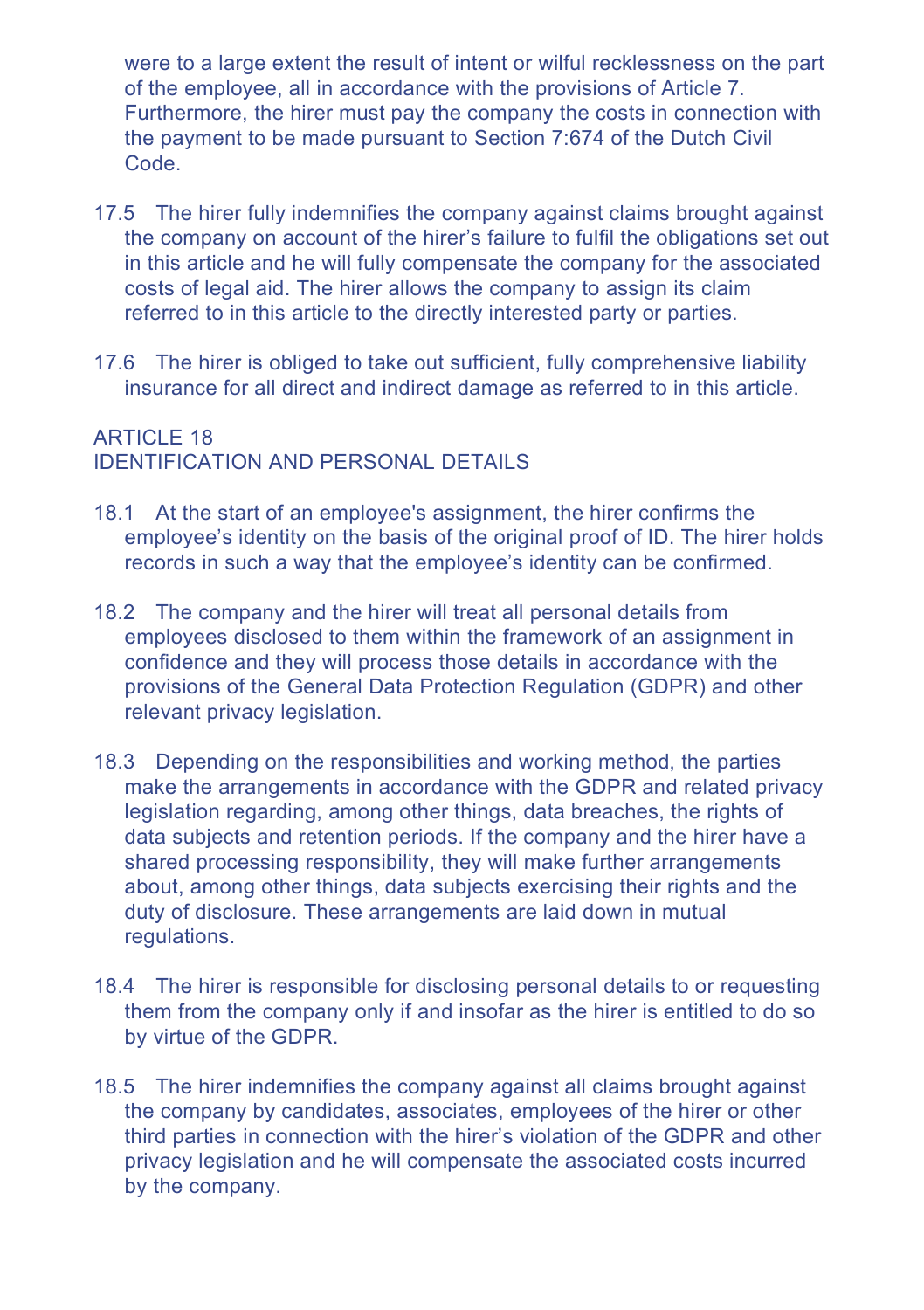were to a large extent the result of intent or wilful recklessness on the part of the employee, all in accordance with the provisions of Article 7. Furthermore, the hirer must pay the company the costs in connection with the payment to be made pursuant to Section 7:674 of the Dutch Civil Code.

17.5 The hirer fully indemnifies the company against claims brought against the company on account of the hirer's failure to fulfil the obligations set out in this article and he will fully compensate the company for the associated costs of legal aid. The hirer allows the company to assign its claim referred to in this article to the directly interested party or parties.

17.6 The hirer is obliged to take out sufficient, fully comprehensive liability insurance for all direct and indirect damage as referred to in this article.

## ARTICLE 18
## IDENTIFICATION AND PERSONAL DETAILS

18.1 At the start of an employee's assignment, the hirer confirms the employee's identity on the basis of the original proof of ID. The hirer holds records in such a way that the employee's identity can be confirmed.

18.2 The company and the hirer will treat all personal details from employees disclosed to them within the framework of an assignment in confidence and they will process those details in accordance with the provisions of the General Data Protection Regulation (GDPR) and other relevant privacy legislation.

18.3 Depending on the responsibilities and working method, the parties make the arrangements in accordance with the GDPR and related privacy legislation regarding, among other things, data breaches, the rights of data subjects and retention periods. If the company and the hirer have a shared processing responsibility, they will make further arrangements about, among other things, data subjects exercising their rights and the duty of disclosure. These arrangements are laid down in mutual regulations.

18.4 The hirer is responsible for disclosing personal details to or requesting them from the company only if and insofar as the hirer is entitled to do so by virtue of the GDPR.

18.5 The hirer indemnifies the company against all claims brought against the company by candidates, associates, employees of the hirer or other third parties in connection with the hirer's violation of the GDPR and other privacy legislation and he will compensate the associated costs incurred by the company.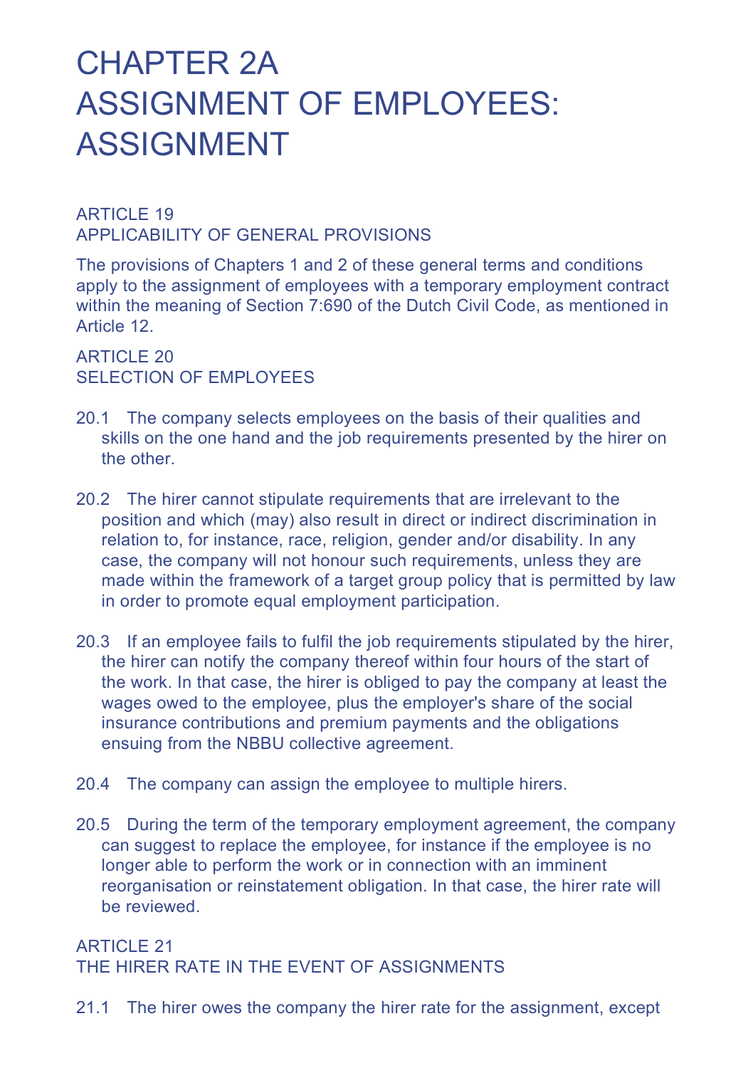# CHAPTER 2A ASSIGNMENT OF EMPLOYEES: ASSIGNMENT

## ARTICLE 19 APPLICABILITY OF GENERAL PROVISIONS

The provisions of Chapters 1 and 2 of these general terms and conditions apply to the assignment of employees with a temporary employment contract within the meaning of Section 7:690 of the Dutch Civil Code, as mentioned in Article 12.

## ARTICLE 20 SELECTION OF EMPLOYEES

20.1 The company selects employees on the basis of their qualities and skills on the one hand and the job requirements presented by the hirer on the other.

20.2 The hirer cannot stipulate requirements that are irrelevant to the position and which (may) also result in direct or indirect discrimination in relation to, for instance, race, religion, gender and/or disability. In any case, the company will not honour such requirements, unless they are made within the framework of a target group policy that is permitted by law in order to promote equal employment participation.

20.3 If an employee fails to fulfil the job requirements stipulated by the hirer, the hirer can notify the company thereof within four hours of the start of the work. In that case, the hirer is obliged to pay the company at least the wages owed to the employee, plus the employer's share of the social insurance contributions and premium payments and the obligations ensuing from the NBBU collective agreement.

20.4 The company can assign the employee to multiple hirers.

20.5 During the term of the temporary employment agreement, the company can suggest to replace the employee, for instance if the employee is no longer able to perform the work or in connection with an imminent reorganisation or reinstatement obligation. In that case, the hirer rate will be reviewed.

## ARTICLE 21 THE HIRER RATE IN THE EVENT OF ASSIGNMENTS

21.1 The hirer owes the company the hirer rate for the assignment, except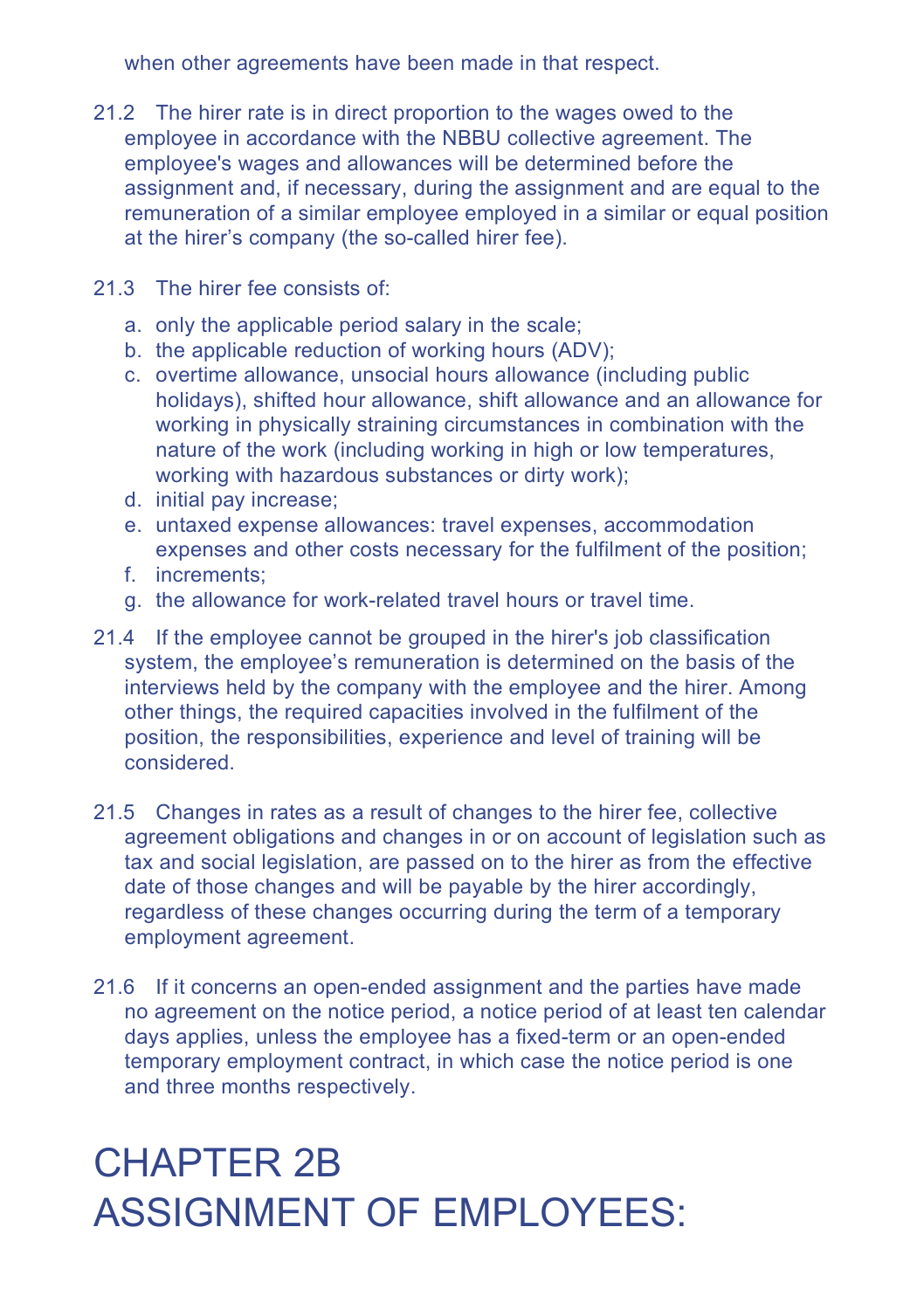when other agreements have been made in that respect.

21.2 The hirer rate is in direct proportion to the wages owed to the employee in accordance with the NBBU collective agreement. The employee's wages and allowances will be determined before the assignment and, if necessary, during the assignment and are equal to the remuneration of a similar employee employed in a similar or equal position at the hirer's company (the so-called hirer fee).

21.3 The hirer fee consists of:

a. only the applicable period salary in the scale;
b. the applicable reduction of working hours (ADV);
c. overtime allowance, unsocial hours allowance (including public holidays), shifted hour allowance, shift allowance and an allowance for working in physically straining circumstances in combination with the nature of the work (including working in high or low temperatures, working with hazardous substances or dirty work);
d. initial pay increase;
e. untaxed expense allowances: travel expenses, accommodation expenses and other costs necessary for the fulfilment of the position;
f. increments;
g. the allowance for work-related travel hours or travel time.

21.4 If the employee cannot be grouped in the hirer's job classification system, the employee's remuneration is determined on the basis of the interviews held by the company with the employee and the hirer. Among other things, the required capacities involved in the fulfilment of the position, the responsibilities, experience and level of training will be considered.

21.5 Changes in rates as a result of changes to the hirer fee, collective agreement obligations and changes in or on account of legislation such as tax and social legislation, are passed on to the hirer as from the effective date of those changes and will be payable by the hirer accordingly, regardless of these changes occurring during the term of a temporary employment agreement.

21.6 If it concerns an open-ended assignment and the parties have made no agreement on the notice period, a notice period of at least ten calendar days applies, unless the employee has a fixed-term or an open-ended temporary employment contract, in which case the notice period is one and three months respectively.

# CHAPTER 2B
# ASSIGNMENT OF EMPLOYEES: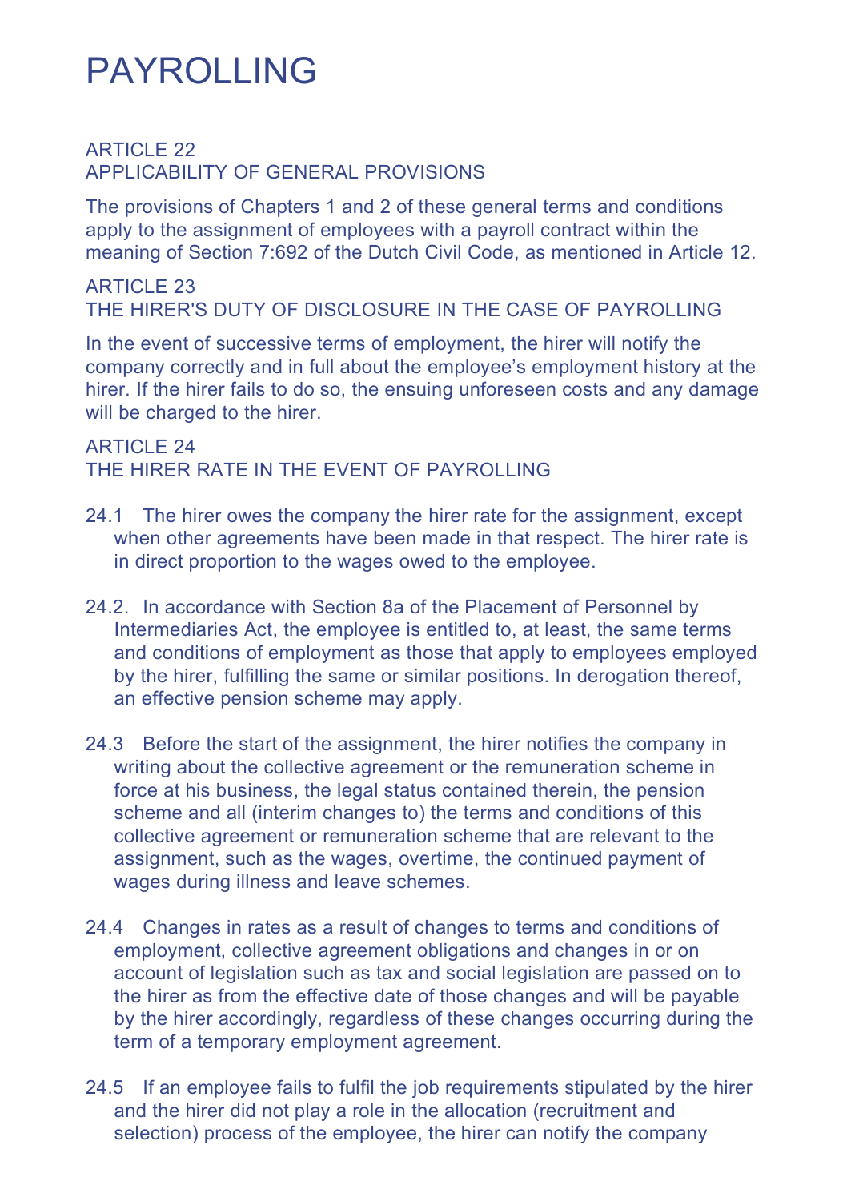# PAYROLLING

## ARTICLE 22
## APPLICABILITY OF GENERAL PROVISIONS

The provisions of Chapters 1 and 2 of these general terms and conditions apply to the assignment of employees with a payroll contract within the meaning of Section 7:692 of the Dutch Civil Code, as mentioned in Article 12.

## ARTICLE 23
## THE HIRER'S DUTY OF DISCLOSURE IN THE CASE OF PAYROLLING

In the event of successive terms of employment, the hirer will notify the company correctly and in full about the employee's employment history at the hirer. If the hirer fails to do so, the ensuing unforeseen costs and any damage will be charged to the hirer.

## ARTICLE 24
## THE HIRER RATE IN THE EVENT OF PAYROLLING

24.1 The hirer owes the company the hirer rate for the assignment, except when other agreements have been made in that respect. The hirer rate is in direct proportion to the wages owed to the employee.

24.2. In accordance with Section 8a of the Placement of Personnel by Intermediaries Act, the employee is entitled to, at least, the same terms and conditions of employment as those that apply to employees employed by the hirer, fulfilling the same or similar positions. In derogation thereof, an effective pension scheme may apply.

24.3 Before the start of the assignment, the hirer notifies the company in writing about the collective agreement or the remuneration scheme in force at his business, the legal status contained therein, the pension scheme and all (interim changes to) the terms and conditions of this collective agreement or remuneration scheme that are relevant to the assignment, such as the wages, overtime, the continued payment of wages during illness and leave schemes.

24.4 Changes in rates as a result of changes to terms and conditions of employment, collective agreement obligations and changes in or on account of legislation such as tax and social legislation are passed on to the hirer as from the effective date of those changes and will be payable by the hirer accordingly, regardless of these changes occurring during the term of a temporary employment agreement.

24.5 If an employee fails to fulfil the job requirements stipulated by the hirer and the hirer did not play a role in the allocation (recruitment and selection) process of the employee, the hirer can notify the company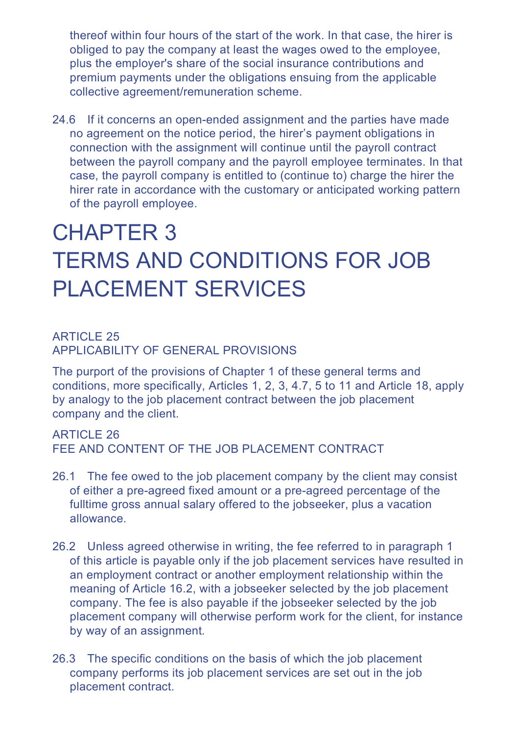thereof within four hours of the start of the work. In that case, the hirer is obliged to pay the company at least the wages owed to the employee, plus the employer's share of the social insurance contributions and premium payments under the obligations ensuing from the applicable collective agreement/remuneration scheme.

24.6 If it concerns an open-ended assignment and the parties have made no agreement on the notice period, the hirer's payment obligations in connection with the assignment will continue until the payroll contract between the payroll company and the payroll employee terminates. In that case, the payroll company is entitled to (continue to) charge the hirer the hirer rate in accordance with the customary or anticipated working pattern of the payroll employee.

# CHAPTER 3
# TERMS AND CONDITIONS FOR JOB PLACEMENT SERVICES

## ARTICLE 25
## APPLICABILITY OF GENERAL PROVISIONS

The purport of the provisions of Chapter 1 of these general terms and conditions, more specifically, Articles 1, 2, 3, 4.7, 5 to 11 and Article 18, apply by analogy to the job placement contract between the job placement company and the client.

## ARTICLE 26
## FEE AND CONTENT OF THE JOB PLACEMENT CONTRACT

26.1 The fee owed to the job placement company by the client may consist of either a pre-agreed fixed amount or a pre-agreed percentage of the fulltime gross annual salary offered to the jobseeker, plus a vacation allowance.

26.2 Unless agreed otherwise in writing, the fee referred to in paragraph 1 of this article is payable only if the job placement services have resulted in an employment contract or another employment relationship within the meaning of Article 16.2, with a jobseeker selected by the job placement company. The fee is also payable if the jobseeker selected by the job placement company will otherwise perform work for the client, for instance by way of an assignment.

26.3 The specific conditions on the basis of which the job placement company performs its job placement services are set out in the job placement contract.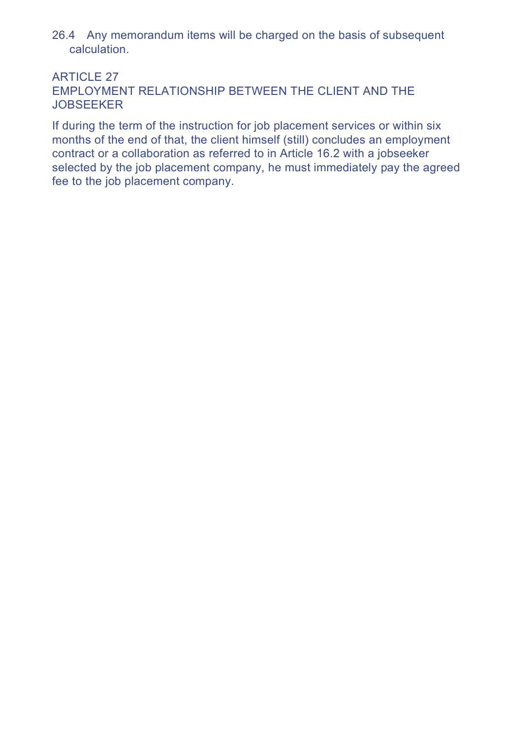26.4 Any memorandum items will be charged on the basis of subsequent calculation.

## ARTICLE 27
## EMPLOYMENT RELATIONSHIP BETWEEN THE CLIENT AND THE JOBSEEKER

If during the term of the instruction for job placement services or within six months of the end of that, the client himself (still) concludes an employment contract or a collaboration as referred to in Article 16.2 with a jobseeker selected by the job placement company, he must immediately pay the agreed fee to the job placement company.